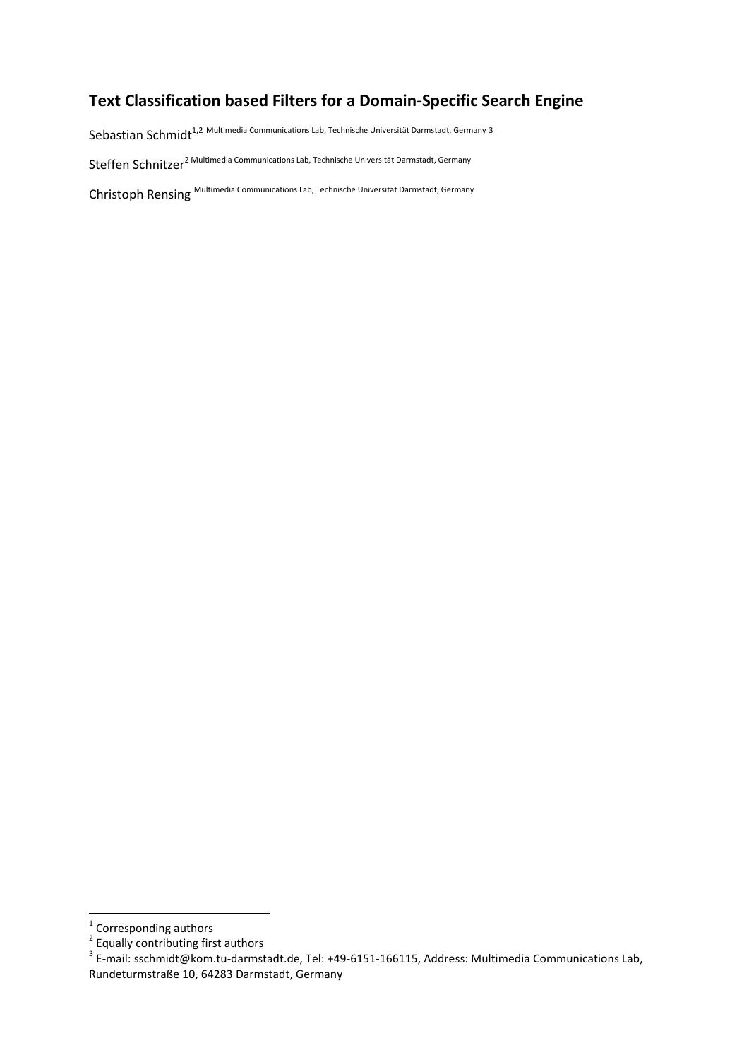# Text Classification based Filters for a Domain-Specific Search Engine

Sebastian Schmidt[1,2] Multimedia Communications Lab, Technische Universität Darmstadt, Germany [3]

Steffen Schnitzer[2] Multimedia Communications Lab, Technische Universität Darmstadt, Germany

Christoph Rensing Multimedia Communications Lab, Technische Universität Darmstadt, Germany

---

[1] Corresponding authors

[2] Equally contributing first authors

[3] E-mail: sschmidt@kom.tu-darmstadt.de, Tel: +49-6151-166115, Address: Multimedia Communications Lab, Rundeturmstraße 10, 64283 Darmstadt, Germany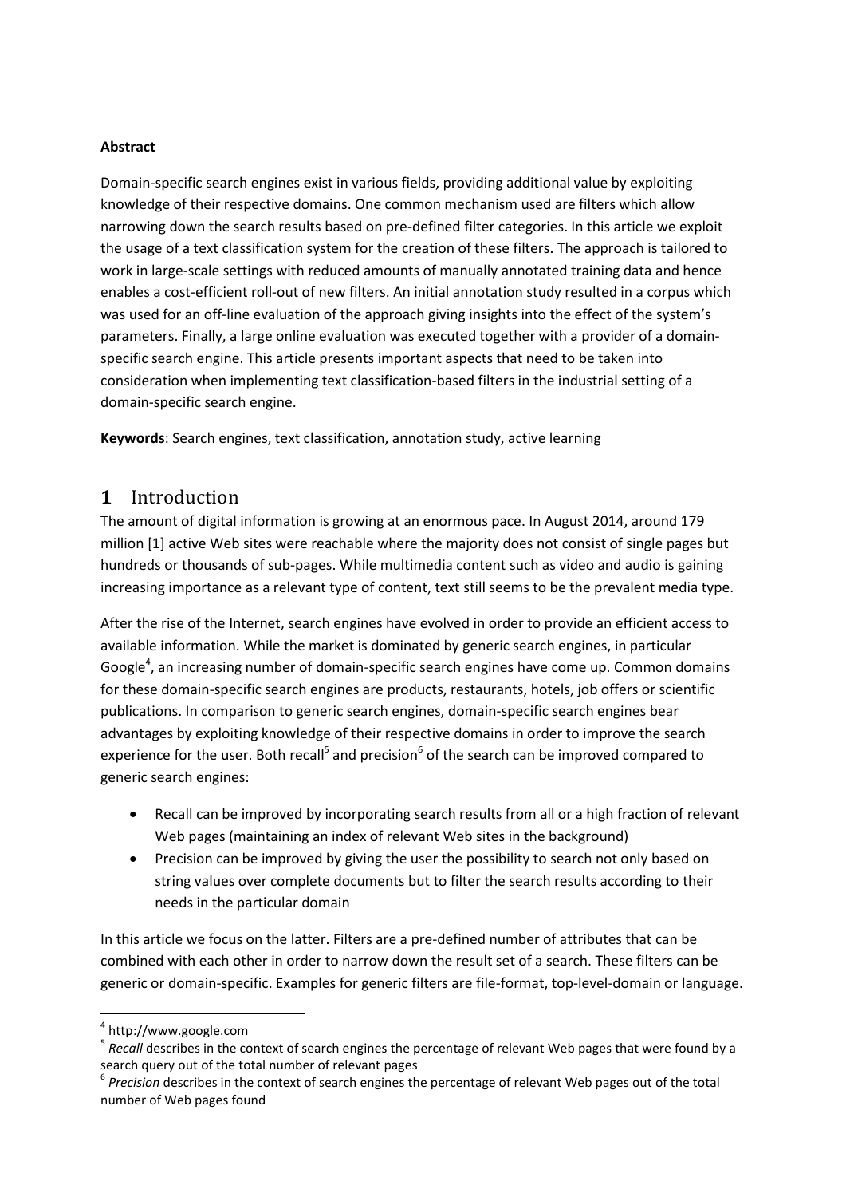**Abstract**

Domain-specific search engines exist in various fields, providing additional value by exploiting knowledge of their respective domains. One common mechanism used are filters which allow narrowing down the search results based on pre-defined filter categories. In this article we exploit the usage of a text classification system for the creation of these filters. The approach is tailored to work in large-scale settings with reduced amounts of manually annotated training data and hence enables a cost-efficient roll-out of new filters. An initial annotation study resulted in a corpus which was used for an off-line evaluation of the approach giving insights into the effect of the system's parameters. Finally, a large online evaluation was executed together with a provider of a domain-specific search engine. This article presents important aspects that need to be taken into consideration when implementing text classification-based filters in the industrial setting of a domain-specific search engine.

**Keywords**: Search engines, text classification, annotation study, active learning

# 1 Introduction

The amount of digital information is growing at an enormous pace. In August 2014, around 179 million [1] active Web sites were reachable where the majority does not consist of single pages but hundreds or thousands of sub-pages. While multimedia content such as video and audio is gaining increasing importance as a relevant type of content, text still seems to be the prevalent media type.

After the rise of the Internet, search engines have evolved in order to provide an efficient access to available information. While the market is dominated by generic search engines, in particular Google[4], an increasing number of domain-specific search engines have come up. Common domains for these domain-specific search engines are products, restaurants, hotels, job offers or scientific publications. In comparison to generic search engines, domain-specific search engines bear advantages by exploiting knowledge of their respective domains in order to improve the search experience for the user. Both recall[5] and precision[6] of the search can be improved compared to generic search engines:

- Recall can be improved by incorporating search results from all or a high fraction of relevant Web pages (maintaining an index of relevant Web sites in the background)
- Precision can be improved by giving the user the possibility to search not only based on string values over complete documents but to filter the search results according to their needs in the particular domain

In this article we focus on the latter. Filters are a pre-defined number of attributes that can be combined with each other in order to narrow down the result set of a search. These filters can be generic or domain-specific. Examples for generic filters are file-format, top-level-domain or language.

[4] http://www.google.com

[5] *Recall* describes in the context of search engines the percentage of relevant Web pages that were found by a search query out of the total number of relevant pages

[6] *Precision* describes in the context of search engines the percentage of relevant Web pages out of the total number of Web pages found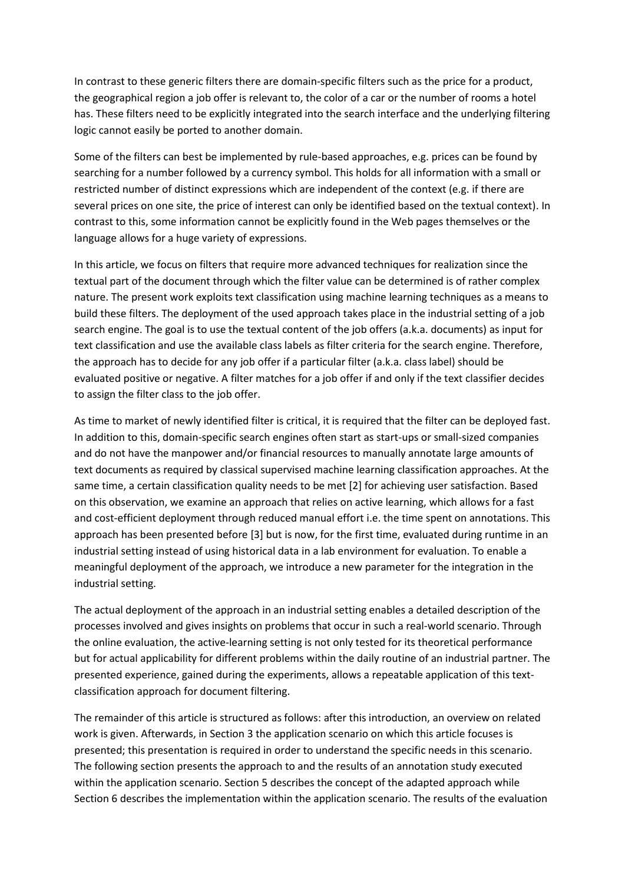In contrast to these generic filters there are domain-specific filters such as the price for a product, the geographical region a job offer is relevant to, the color of a car or the number of rooms a hotel has. These filters need to be explicitly integrated into the search interface and the underlying filtering logic cannot easily be ported to another domain.

Some of the filters can best be implemented by rule-based approaches, e.g. prices can be found by searching for a number followed by a currency symbol. This holds for all information with a small or restricted number of distinct expressions which are independent of the context (e.g. if there are several prices on one site, the price of interest can only be identified based on the textual context). In contrast to this, some information cannot be explicitly found in the Web pages themselves or the language allows for a huge variety of expressions.

In this article, we focus on filters that require more advanced techniques for realization since the textual part of the document through which the filter value can be determined is of rather complex nature. The present work exploits text classification using machine learning techniques as a means to build these filters. The deployment of the used approach takes place in the industrial setting of a job search engine. The goal is to use the textual content of the job offers (a.k.a. documents) as input for text classification and use the available class labels as filter criteria for the search engine. Therefore, the approach has to decide for any job offer if a particular filter (a.k.a. class label) should be evaluated positive or negative. A filter matches for a job offer if and only if the text classifier decides to assign the filter class to the job offer.

As time to market of newly identified filter is critical, it is required that the filter can be deployed fast. In addition to this, domain-specific search engines often start as start-ups or small-sized companies and do not have the manpower and/or financial resources to manually annotate large amounts of text documents as required by classical supervised machine learning classification approaches. At the same time, a certain classification quality needs to be met [2] for achieving user satisfaction. Based on this observation, we examine an approach that relies on active learning, which allows for a fast and cost-efficient deployment through reduced manual effort i.e. the time spent on annotations. This approach has been presented before [3] but is now, for the first time, evaluated during runtime in an industrial setting instead of using historical data in a lab environment for evaluation. To enable a meaningful deployment of the approach, we introduce a new parameter for the integration in the industrial setting.

The actual deployment of the approach in an industrial setting enables a detailed description of the processes involved and gives insights on problems that occur in such a real-world scenario. Through the online evaluation, the active-learning setting is not only tested for its theoretical performance but for actual applicability for different problems within the daily routine of an industrial partner. The presented experience, gained during the experiments, allows a repeatable application of this text-classification approach for document filtering.

The remainder of this article is structured as follows: after this introduction, an overview on related work is given. Afterwards, in Section 3 the application scenario on which this article focuses is presented; this presentation is required in order to understand the specific needs in this scenario. The following section presents the approach to and the results of an annotation study executed within the application scenario. Section 5 describes the concept of the adapted approach while Section 6 describes the implementation within the application scenario. The results of the evaluation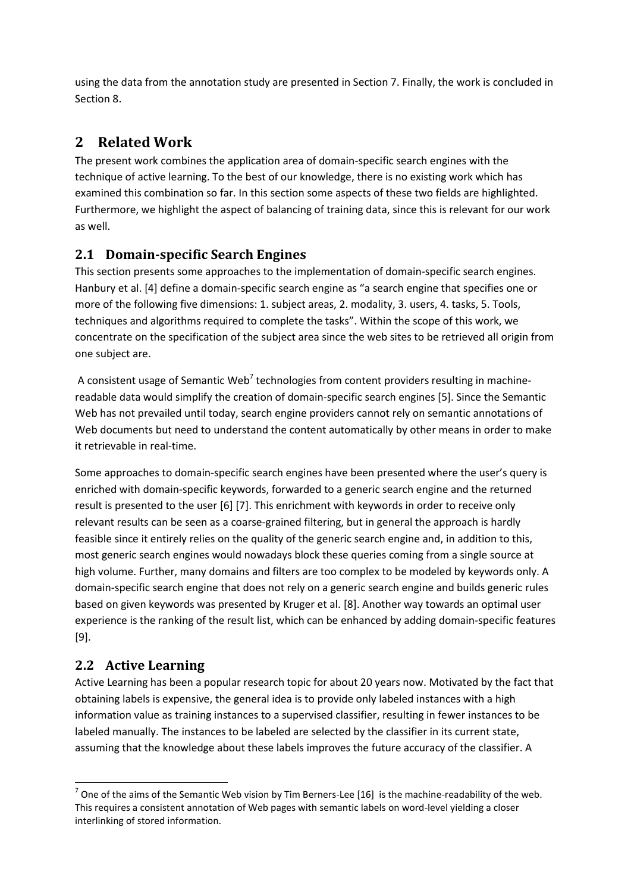using the data from the annotation study are presented in Section 7. Finally, the work is concluded in Section 8.

# 2 Related Work

The present work combines the application area of domain-specific search engines with the technique of active learning. To the best of our knowledge, there is no existing work which has examined this combination so far. In this section some aspects of these two fields are highlighted. Furthermore, we highlight the aspect of balancing of training data, since this is relevant for our work as well.

## 2.1 Domain-specific Search Engines

This section presents some approaches to the implementation of domain-specific search engines. Hanbury et al. [4] define a domain-specific search engine as “a search engine that specifies one or more of the following five dimensions: 1. subject areas, 2. modality, 3. users, 4. tasks, 5. Tools, techniques and algorithms required to complete the tasks”. Within the scope of this work, we concentrate on the specification of the subject area since the web sites to be retrieved all origin from one subject are.

A consistent usage of Semantic Web[7] technologies from content providers resulting in machine-readable data would simplify the creation of domain-specific search engines [5]. Since the Semantic Web has not prevailed until today, search engine providers cannot rely on semantic annotations of Web documents but need to understand the content automatically by other means in order to make it retrievable in real-time.

Some approaches to domain-specific search engines have been presented where the user’s query is enriched with domain-specific keywords, forwarded to a generic search engine and the returned result is presented to the user [6] [7]. This enrichment with keywords in order to receive only relevant results can be seen as a coarse-grained filtering, but in general the approach is hardly feasible since it entirely relies on the quality of the generic search engine and, in addition to this, most generic search engines would nowadays block these queries coming from a single source at high volume. Further, many domains and filters are too complex to be modeled by keywords only. A domain-specific search engine that does not rely on a generic search engine and builds generic rules based on given keywords was presented by Kruger et al. [8]. Another way towards an optimal user experience is the ranking of the result list, which can be enhanced by adding domain-specific features [9].

## 2.2 Active Learning

Active Learning has been a popular research topic for about 20 years now. Motivated by the fact that obtaining labels is expensive, the general idea is to provide only labeled instances with a high information value as training instances to a supervised classifier, resulting in fewer instances to be labeled manually. The instances to be labeled are selected by the classifier in its current state, assuming that the knowledge about these labels improves the future accuracy of the classifier. A

[7] One of the aims of the Semantic Web vision by Tim Berners-Lee [16] is the machine-readability of the web. This requires a consistent annotation of Web pages with semantic labels on word-level yielding a closer interlinking of stored information.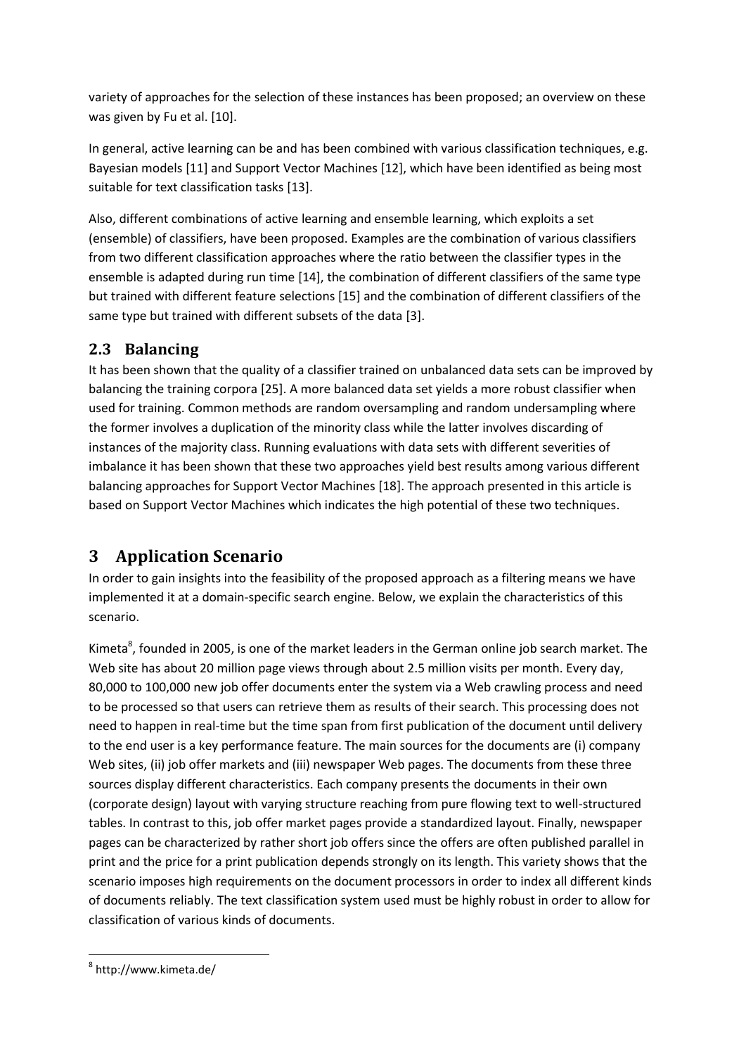variety of approaches for the selection of these instances has been proposed; an overview on these was given by Fu et al. [10].

In general, active learning can be and has been combined with various classification techniques, e.g. Bayesian models [11] and Support Vector Machines [12], which have been identified as being most suitable for text classification tasks [13].

Also, different combinations of active learning and ensemble learning, which exploits a set (ensemble) of classifiers, have been proposed. Examples are the combination of various classifiers from two different classification approaches where the ratio between the classifier types in the ensemble is adapted during run time [14], the combination of different classifiers of the same type but trained with different feature selections [15] and the combination of different classifiers of the same type but trained with different subsets of the data [3].

## 2.3 Balancing

It has been shown that the quality of a classifier trained on unbalanced data sets can be improved by balancing the training corpora [25]. A more balanced data set yields a more robust classifier when used for training. Common methods are random oversampling and random undersampling where the former involves a duplication of the minority class while the latter involves discarding of instances of the majority class. Running evaluations with data sets with different severities of imbalance it has been shown that these two approaches yield best results among various different balancing approaches for Support Vector Machines [18]. The approach presented in this article is based on Support Vector Machines which indicates the high potential of these two techniques.

# 3 Application Scenario

In order to gain insights into the feasibility of the proposed approach as a filtering means we have implemented it at a domain-specific search engine. Below, we explain the characteristics of this scenario.

Kimeta[8], founded in 2005, is one of the market leaders in the German online job search market. The Web site has about 20 million page views through about 2.5 million visits per month. Every day, 80,000 to 100,000 new job offer documents enter the system via a Web crawling process and need to be processed so that users can retrieve them as results of their search. This processing does not need to happen in real-time but the time span from first publication of the document until delivery to the end user is a key performance feature. The main sources for the documents are (i) company Web sites, (ii) job offer markets and (iii) newspaper Web pages. The documents from these three sources display different characteristics. Each company presents the documents in their own (corporate design) layout with varying structure reaching from pure flowing text to well-structured tables. In contrast to this, job offer market pages provide a standardized layout. Finally, newspaper pages can be characterized by rather short job offers since the offers are often published parallel in print and the price for a print publication depends strongly on its length. This variety shows that the scenario imposes high requirements on the document processors in order to index all different kinds of documents reliably. The text classification system used must be highly robust in order to allow for classification of various kinds of documents.

---

[8] http://www.kimeta.de/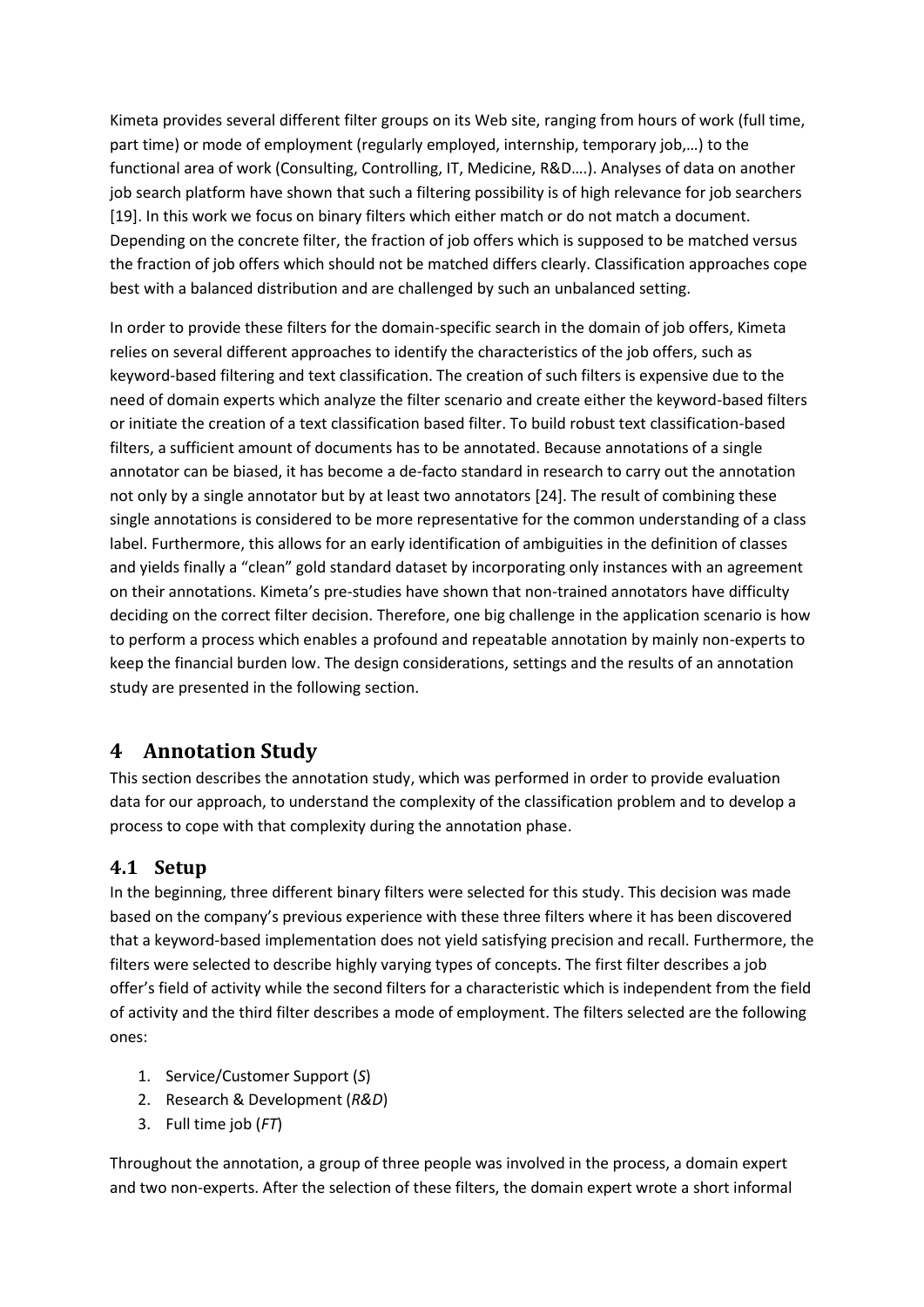Kimeta provides several different filter groups on its Web site, ranging from hours of work (full time, part time) or mode of employment (regularly employed, internship, temporary job,…) to the functional area of work (Consulting, Controlling, IT, Medicine, R&D….). Analyses of data on another job search platform have shown that such a filtering possibility is of high relevance for job searchers [19]. In this work we focus on binary filters which either match or do not match a document. Depending on the concrete filter, the fraction of job offers which is supposed to be matched versus the fraction of job offers which should not be matched differs clearly. Classification approaches cope best with a balanced distribution and are challenged by such an unbalanced setting.

In order to provide these filters for the domain-specific search in the domain of job offers, Kimeta relies on several different approaches to identify the characteristics of the job offers, such as keyword-based filtering and text classification. The creation of such filters is expensive due to the need of domain experts which analyze the filter scenario and create either the keyword-based filters or initiate the creation of a text classification based filter. To build robust text classification-based filters, a sufficient amount of documents has to be annotated. Because annotations of a single annotator can be biased, it has become a de-facto standard in research to carry out the annotation not only by a single annotator but by at least two annotators [24]. The result of combining these single annotations is considered to be more representative for the common understanding of a class label. Furthermore, this allows for an early identification of ambiguities in the definition of classes and yields finally a "clean" gold standard dataset by incorporating only instances with an agreement on their annotations. Kimeta's pre-studies have shown that non-trained annotators have difficulty deciding on the correct filter decision. Therefore, one big challenge in the application scenario is how to perform a process which enables a profound and repeatable annotation by mainly non-experts to keep the financial burden low. The design considerations, settings and the results of an annotation study are presented in the following section.

# 4 Annotation Study

This section describes the annotation study, which was performed in order to provide evaluation data for our approach, to understand the complexity of the classification problem and to develop a process to cope with that complexity during the annotation phase.

## 4.1 Setup

In the beginning, three different binary filters were selected for this study. This decision was made based on the company's previous experience with these three filters where it has been discovered that a keyword-based implementation does not yield satisfying precision and recall. Furthermore, the filters were selected to describe highly varying types of concepts. The first filter describes a job offer's field of activity while the second filters for a characteristic which is independent from the field of activity and the third filter describes a mode of employment. The filters selected are the following ones:

1. Service/Customer Support (*S*)
2. Research & Development (*R&D*)
3. Full time job (*FT*)

Throughout the annotation, a group of three people was involved in the process, a domain expert and two non-experts. After the selection of these filters, the domain expert wrote a short informal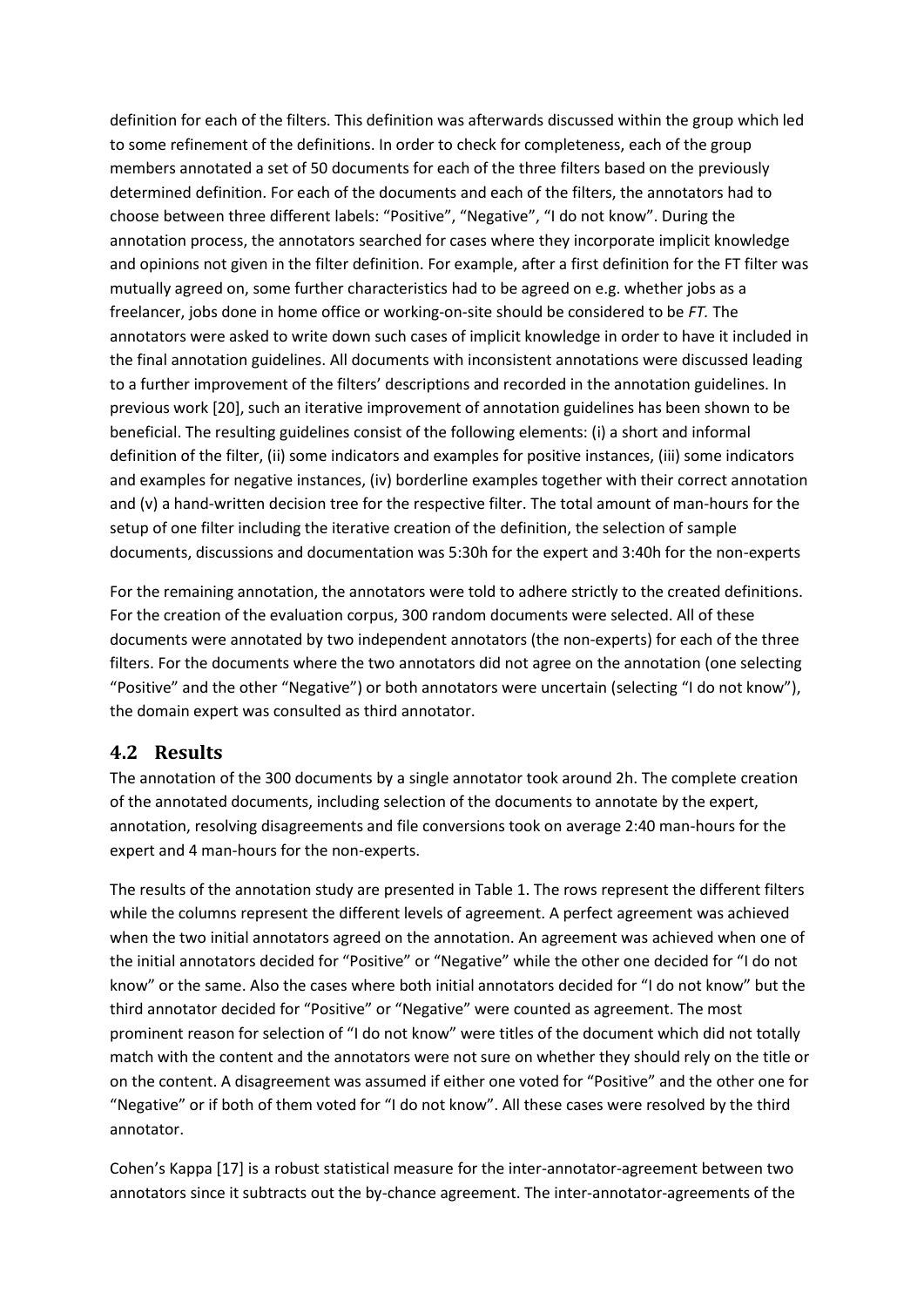definition for each of the filters. This definition was afterwards discussed within the group which led to some refinement of the definitions. In order to check for completeness, each of the group members annotated a set of 50 documents for each of the three filters based on the previously determined definition. For each of the documents and each of the filters, the annotators had to choose between three different labels: "Positive", "Negative", "I do not know". During the annotation process, the annotators searched for cases where they incorporate implicit knowledge and opinions not given in the filter definition. For example, after a first definition for the FT filter was mutually agreed on, some further characteristics had to be agreed on e.g. whether jobs as a freelancer, jobs done in home office or working-on-site should be considered to be *FT.* The annotators were asked to write down such cases of implicit knowledge in order to have it included in the final annotation guidelines. All documents with inconsistent annotations were discussed leading to a further improvement of the filters' descriptions and recorded in the annotation guidelines. In previous work [20], such an iterative improvement of annotation guidelines has been shown to be beneficial. The resulting guidelines consist of the following elements: (i) a short and informal definition of the filter, (ii) some indicators and examples for positive instances, (iii) some indicators and examples for negative instances, (iv) borderline examples together with their correct annotation and (v) a hand-written decision tree for the respective filter. The total amount of man-hours for the setup of one filter including the iterative creation of the definition, the selection of sample documents, discussions and documentation was 5:30h for the expert and 3:40h for the non-experts

For the remaining annotation, the annotators were told to adhere strictly to the created definitions. For the creation of the evaluation corpus, 300 random documents were selected. All of these documents were annotated by two independent annotators (the non-experts) for each of the three filters. For the documents where the two annotators did not agree on the annotation (one selecting "Positive" and the other "Negative") or both annotators were uncertain (selecting "I do not know"), the domain expert was consulted as third annotator.

## 4.2 Results

The annotation of the 300 documents by a single annotator took around 2h. The complete creation of the annotated documents, including selection of the documents to annotate by the expert, annotation, resolving disagreements and file conversions took on average 2:40 man-hours for the expert and 4 man-hours for the non-experts.

The results of the annotation study are presented in Table 1. The rows represent the different filters while the columns represent the different levels of agreement. A perfect agreement was achieved when the two initial annotators agreed on the annotation. An agreement was achieved when one of the initial annotators decided for "Positive" or "Negative" while the other one decided for "I do not know" or the same. Also the cases where both initial annotators decided for "I do not know" but the third annotator decided for "Positive" or "Negative" were counted as agreement. The most prominent reason for selection of "I do not know" were titles of the document which did not totally match with the content and the annotators were not sure on whether they should rely on the title or on the content. A disagreement was assumed if either one voted for "Positive" and the other one for "Negative" or if both of them voted for "I do not know". All these cases were resolved by the third annotator.

Cohen's Kappa [17] is a robust statistical measure for the inter-annotator-agreement between two annotators since it subtracts out the by-chance agreement. The inter-annotator-agreements of the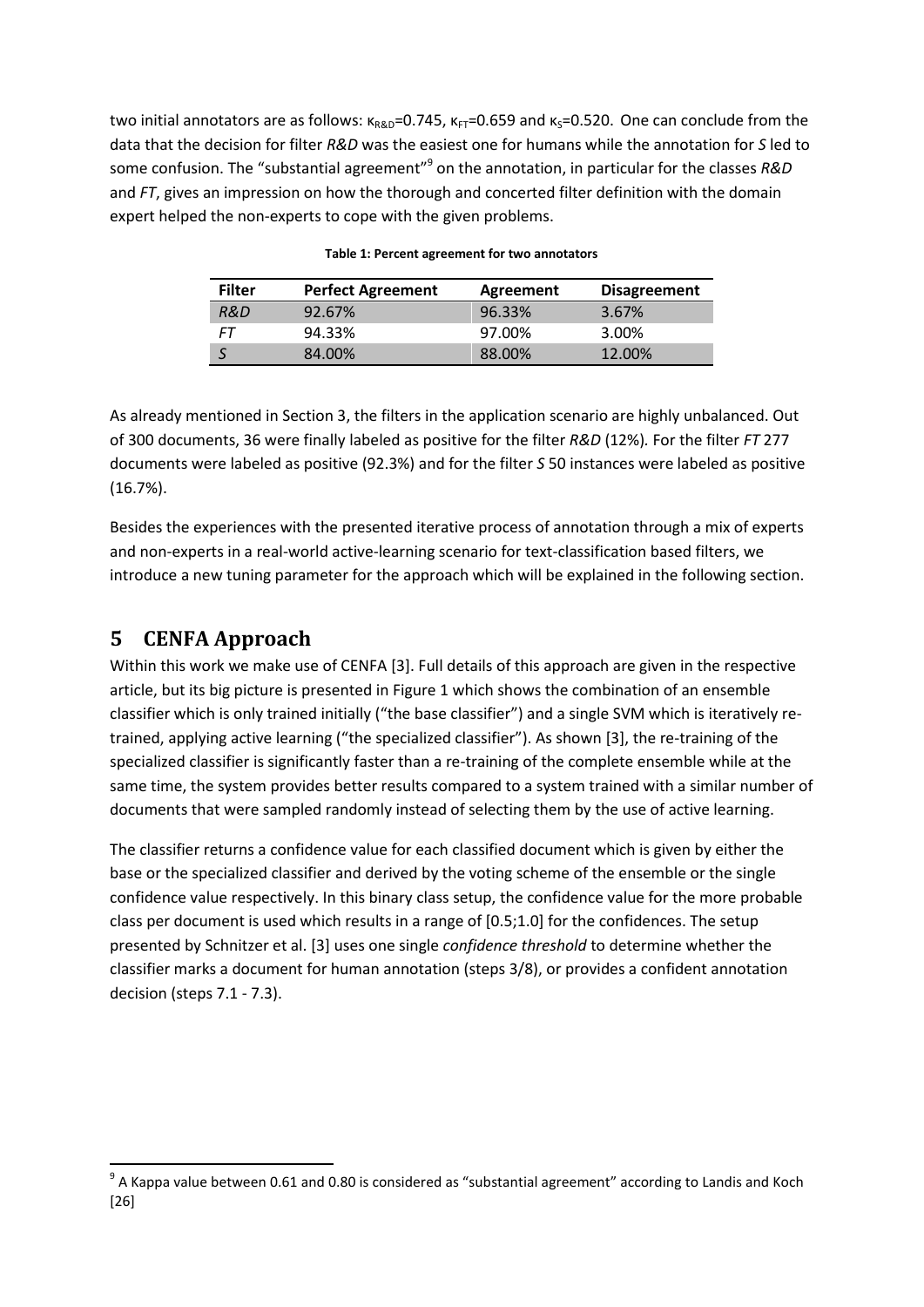two initial annotators are as follows: $\kappa_{R\&D}$=0.745, $\kappa_{FT}$=0.659 and $\kappa_S$=0.520. One can conclude from the data that the decision for filter *R&D* was the easiest one for humans while the annotation for *S* led to some confusion. The "substantial agreement"[9] on the annotation, in particular for the classes *R&D* and *FT*, gives an impression on how the thorough and concerted filter definition with the domain expert helped the non-experts to cope with the given problems.

**Table 1: Percent agreement for two annotators**

| Filter | Perfect Agreement | Agreement | Disagreement |
|---|---|---|---|
| *R&D* | 92.67% | 96.33% | 3.67% |
| *FT* | 94.33% | 97.00% | 3.00% |
| *S* | 84.00% | 88.00% | 12.00% |

As already mentioned in Section 3, the filters in the application scenario are highly unbalanced. Out of 300 documents, 36 were finally labeled as positive for the filter *R&D* (12%). For the filter *FT* 277 documents were labeled as positive (92.3%) and for the filter *S* 50 instances were labeled as positive (16.7%).

Besides the experiences with the presented iterative process of annotation through a mix of experts and non-experts in a real-world active-learning scenario for text-classification based filters, we introduce a new tuning parameter for the approach which will be explained in the following section.

# 5 CENFA Approach

Within this work we make use of CENFA [3]. Full details of this approach are given in the respective article, but its big picture is presented in Figure 1 which shows the combination of an ensemble classifier which is only trained initially ("the base classifier") and a single SVM which is iteratively re-trained, applying active learning ("the specialized classifier"). As shown [3], the re-training of the specialized classifier is significantly faster than a re-training of the complete ensemble while at the same time, the system provides better results compared to a system trained with a similar number of documents that were sampled randomly instead of selecting them by the use of active learning.

The classifier returns a confidence value for each classified document which is given by either the base or the specialized classifier and derived by the voting scheme of the ensemble or the single confidence value respectively. In this binary class setup, the confidence value for the more probable class per document is used which results in a range of [0.5;1.0] for the confidences. The setup presented by Schnitzer et al. [3] uses one single *confidence threshold* to determine whether the classifier marks a document for human annotation (steps 3/8), or provides a confident annotation decision (steps 7.1 - 7.3).

[9] A Kappa value between 0.61 and 0.80 is considered as "substantial agreement" according to Landis and Koch [26]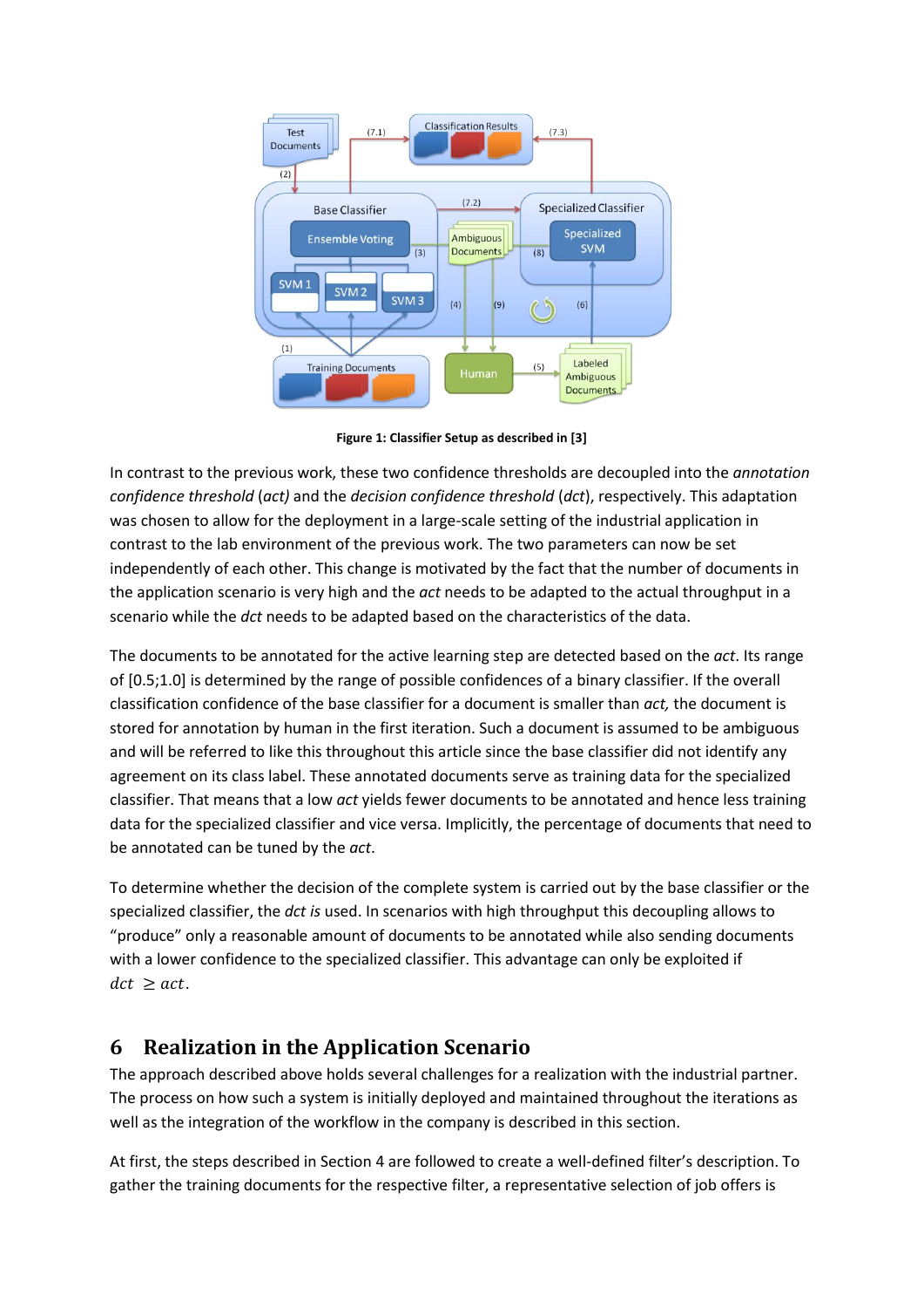Test Documents

Classification Results

(7.1)

(7.3)

(2)

(7.2)

Base Classifier

Specialized Classifier

Ensemble Voting

Ambiguous Documents

Specialized SVM

(3)

(8)

SVM 1

SVM 2

SVM 3

(4)

(9)

(6)

(1)

Training Documents

Human

(5)

Labeled Ambiguous Documents

**Figure 1: Classifier Setup as described in [3]**

In contrast to the previous work, these two confidence thresholds are decoupled into the *annotation confidence threshold* (*act)* and the *decision confidence threshold* (*dct*), respectively. This adaptation was chosen to allow for the deployment in a large-scale setting of the industrial application in contrast to the lab environment of the previous work. The two parameters can now be set independently of each other. This change is motivated by the fact that the number of documents in the application scenario is very high and the *act* needs to be adapted to the actual throughput in a scenario while the *dct* needs to be adapted based on the characteristics of the data.

The documents to be annotated for the active learning step are detected based on the *act*. Its range of [0.5;1.0] is determined by the range of possible confidences of a binary classifier. If the overall classification confidence of the base classifier for a document is smaller than *act,* the document is stored for annotation by human in the first iteration. Such a document is assumed to be ambiguous and will be referred to like this throughout this article since the base classifier did not identify any agreement on its class label. These annotated documents serve as training data for the specialized classifier. That means that a low *act* yields fewer documents to be annotated and hence less training data for the specialized classifier and vice versa. Implicitly, the percentage of documents that need to be annotated can be tuned by the *act*.

To determine whether the decision of the complete system is carried out by the base classifier or the specialized classifier, the *dct is* used. In scenarios with high throughput this decoupling allows to "produce" only a reasonable amount of documents to be annotated while also sending documents with a lower confidence to the specialized classifier. This advantage can only be exploited if $dct \geq act$.

## 6 Realization in the Application Scenario

The approach described above holds several challenges for a realization with the industrial partner. The process on how such a system is initially deployed and maintained throughout the iterations as well as the integration of the workflow in the company is described in this section.

At first, the steps described in Section 4 are followed to create a well-defined filter's description. To gather the training documents for the respective filter, a representative selection of job offers is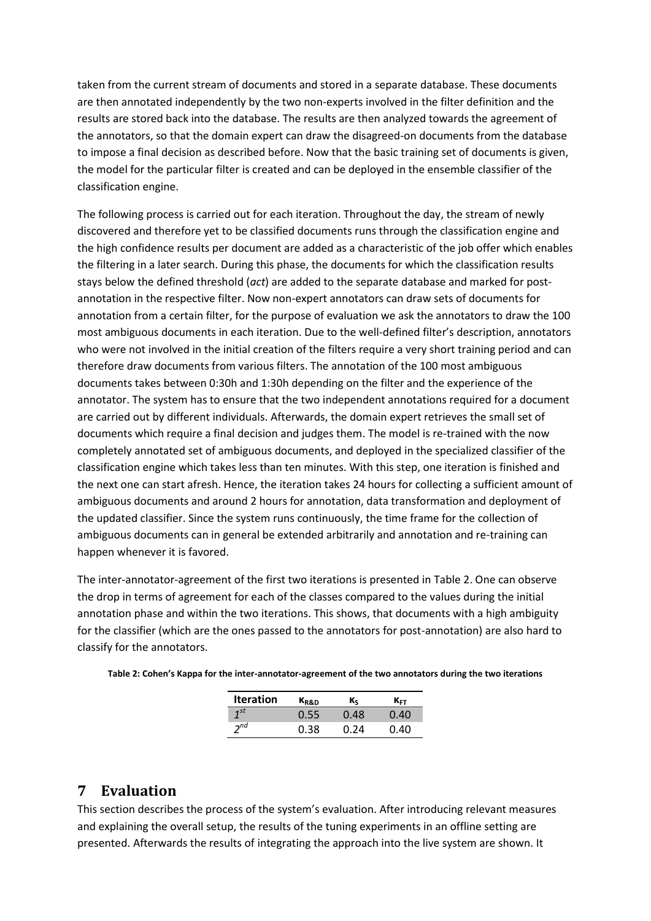taken from the current stream of documents and stored in a separate database. These documents are then annotated independently by the two non-experts involved in the filter definition and the results are stored back into the database. The results are then analyzed towards the agreement of the annotators, so that the domain expert can draw the disagreed-on documents from the database to impose a final decision as described before. Now that the basic training set of documents is given, the model for the particular filter is created and can be deployed in the ensemble classifier of the classification engine.

The following process is carried out for each iteration. Throughout the day, the stream of newly discovered and therefore yet to be classified documents runs through the classification engine and the high confidence results per document are added as a characteristic of the job offer which enables the filtering in a later search. During this phase, the documents for which the classification results stays below the defined threshold (*act*) are added to the separate database and marked for post-annotation in the respective filter. Now non-expert annotators can draw sets of documents for annotation from a certain filter, for the purpose of evaluation we ask the annotators to draw the 100 most ambiguous documents in each iteration. Due to the well-defined filter's description, annotators who were not involved in the initial creation of the filters require a very short training period and can therefore draw documents from various filters. The annotation of the 100 most ambiguous documents takes between 0:30h and 1:30h depending on the filter and the experience of the annotator. The system has to ensure that the two independent annotations required for a document are carried out by different individuals. Afterwards, the domain expert retrieves the small set of documents which require a final decision and judges them. The model is re-trained with the now completely annotated set of ambiguous documents, and deployed in the specialized classifier of the classification engine which takes less than ten minutes. With this step, one iteration is finished and the next one can start afresh. Hence, the iteration takes 24 hours for collecting a sufficient amount of ambiguous documents and around 2 hours for annotation, data transformation and deployment of the updated classifier. Since the system runs continuously, the time frame for the collection of ambiguous documents can in general be extended arbitrarily and annotation and re-training can happen whenever it is favored.

The inter-annotator-agreement of the first two iterations is presented in Table 2. One can observe the drop in terms of agreement for each of the classes compared to the values during the initial annotation phase and within the two iterations. This shows, that documents with a high ambiguity for the classifier (which are the ones passed to the annotators for post-annotation) are also hard to classify for the annotators.

**Table 2: Cohen's Kappa for the inter-annotator-agreement of the two annotators during the two iterations**

| Iteration | $\kappa_{R\&D}$ | $\kappa_{S}$ | $\kappa_{FT}$ |
|---|---|---|---|
| *1st* | 0.55 | 0.48 | 0.40 |
| *2nd* | 0.38 | 0.24 | 0.40 |

# 7 Evaluation

This section describes the process of the system's evaluation. After introducing relevant measures and explaining the overall setup, the results of the tuning experiments in an offline setting are presented. Afterwards the results of integrating the approach into the live system are shown. It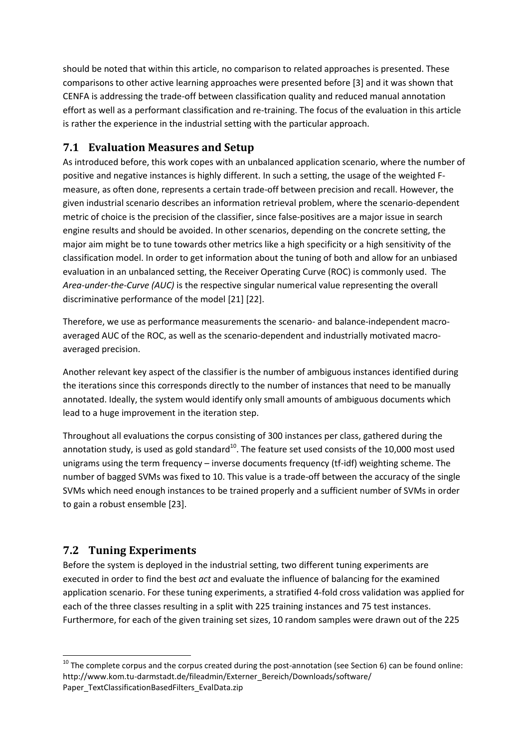should be noted that within this article, no comparison to related approaches is presented. These comparisons to other active learning approaches were presented before [3] and it was shown that CENFA is addressing the trade-off between classification quality and reduced manual annotation effort as well as a performant classification and re-training. The focus of the evaluation in this article is rather the experience in the industrial setting with the particular approach.

## 7.1 Evaluation Measures and Setup

As introduced before, this work copes with an unbalanced application scenario, where the number of positive and negative instances is highly different. In such a setting, the usage of the weighted F-measure, as often done, represents a certain trade-off between precision and recall. However, the given industrial scenario describes an information retrieval problem, where the scenario-dependent metric of choice is the precision of the classifier, since false-positives are a major issue in search engine results and should be avoided. In other scenarios, depending on the concrete setting, the major aim might be to tune towards other metrics like a high specificity or a high sensitivity of the classification model. In order to get information about the tuning of both and allow for an unbiased evaluation in an unbalanced setting, the Receiver Operating Curve (ROC) is commonly used. The *Area-under-the-Curve (AUC)* is the respective singular numerical value representing the overall discriminative performance of the model [21] [22].

Therefore, we use as performance measurements the scenario- and balance-independent macro-averaged AUC of the ROC, as well as the scenario-dependent and industrially motivated macro-averaged precision.

Another relevant key aspect of the classifier is the number of ambiguous instances identified during the iterations since this corresponds directly to the number of instances that need to be manually annotated. Ideally, the system would identify only small amounts of ambiguous documents which lead to a huge improvement in the iteration step.

Throughout all evaluations the corpus consisting of 300 instances per class, gathered during the annotation study, is used as gold standard[10]. The feature set used consists of the 10,000 most used unigrams using the term frequency – inverse documents frequency (tf-idf) weighting scheme. The number of bagged SVMs was fixed to 10. This value is a trade-off between the accuracy of the single SVMs which need enough instances to be trained properly and a sufficient number of SVMs in order to gain a robust ensemble [23].

## 7.2 Tuning Experiments

Before the system is deployed in the industrial setting, two different tuning experiments are executed in order to find the best *act* and evaluate the influence of balancing for the examined application scenario. For these tuning experiments, a stratified 4-fold cross validation was applied for each of the three classes resulting in a split with 225 training instances and 75 test instances. Furthermore, for each of the given training set sizes, 10 random samples were drawn out of the 225

[10] The complete corpus and the corpus created during the post-annotation (see Section 6) can be found online: http://www.kom.tu-darmstadt.de/fileadmin/Externer_Bereich/Downloads/software/Paper_TextClassificationBasedFilters_EvalData.zip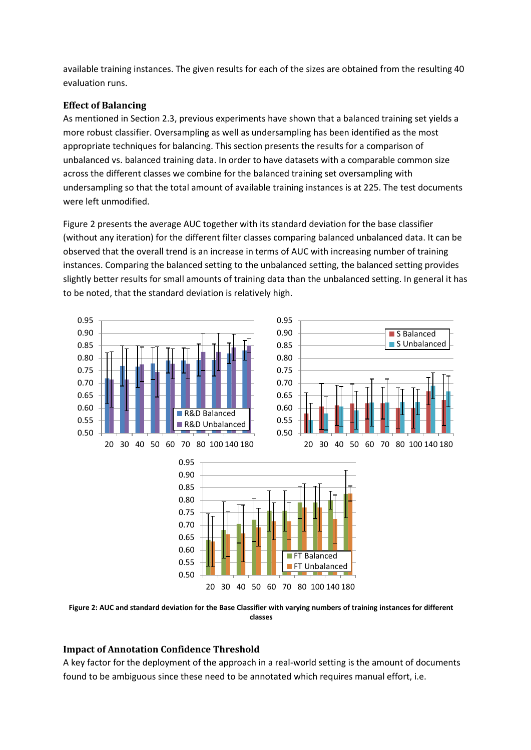available training instances. The given results for each of the sizes are obtained from the resulting 40 evaluation runs.

### Effect of Balancing

As mentioned in Section 2.3, previous experiments have shown that a balanced training set yields a more robust classifier. Oversampling as well as undersampling has been identified as the most appropriate techniques for balancing. This section presents the results for a comparison of unbalanced vs. balanced training data. In order to have datasets with a comparable common size across the different classes we combine for the balanced training set oversampling with undersampling so that the total amount of available training instances is at 225. The test documents were left unmodified.

Figure 2 presents the average AUC together with its standard deviation for the base classifier (without any iteration) for the different filter classes comparing balanced unbalanced data. It can be observed that the overall trend is an increase in terms of AUC with increasing number of training instances. Comparing the balanced setting to the unbalanced setting, the balanced setting provides slightly better results for small amounts of training data than the unbalanced setting. In general it has to be noted, that the standard deviation is relatively high.

**Figure 2: AUC and standard deviation for the Base Classifier with varying numbers of training instances for different classes**

### Impact of Annotation Confidence Threshold

A key factor for the deployment of the approach in a real-world setting is the amount of documents found to be ambiguous since these need to be annotated which requires manual effort, i.e.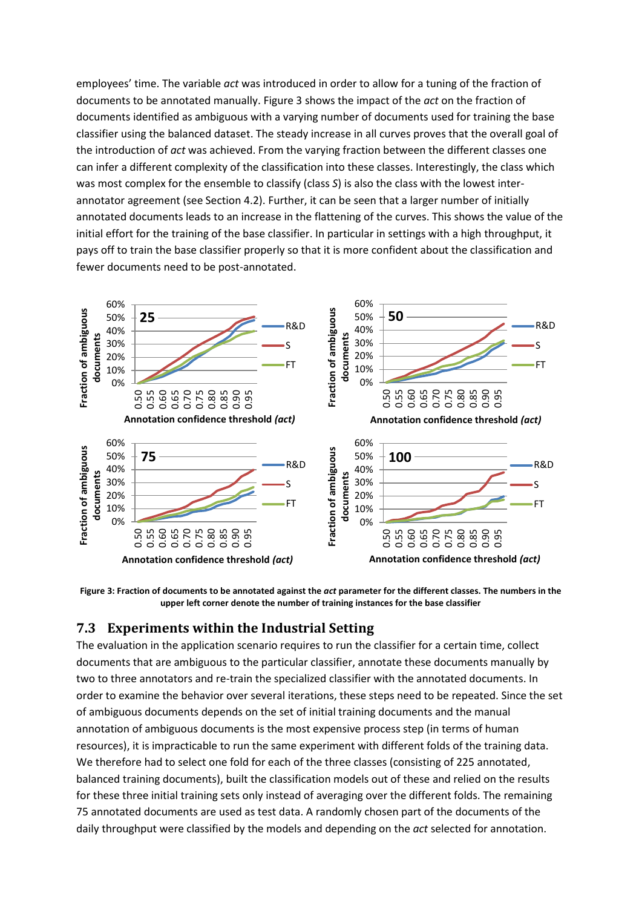employees' time. The variable *act* was introduced in order to allow for a tuning of the fraction of documents to be annotated manually. Figure 3 shows the impact of the *act* on the fraction of documents identified as ambiguous with a varying number of documents used for training the base classifier using the balanced dataset. The steady increase in all curves proves that the overall goal of the introduction of *act* was achieved. From the varying fraction between the different classes one can infer a different complexity of the classification into these classes. Interestingly, the class which was most complex for the ensemble to classify (class *S*) is also the class with the lowest inter-annotator agreement (see Section 4.2). Further, it can be seen that a larger number of initially annotated documents leads to an increase in the flattening of the curves. This shows the value of the initial effort for the training of the base classifier. In particular in settings with a high throughput, it pays off to train the base classifier properly so that it is more confident about the classification and fewer documents need to be post-annotated.

25

Fraction of ambiguous documents

60%
50%
40%
30%
20%
10%
0%

0.50 0.55 0.60 0.65 0.70 0.75 0.80 0.85 0.90 0.95

Annotation confidence threshold *(act)*

R&D
S
FT

50

Fraction of ambiguous documents

60%
50%
40%
30%
20%
10%
0%

0.50 0.55 0.60 0.65 0.70 0.75 0.80 0.85 0.90 0.95

Annotation confidence threshold *(act)*

R&D
S
FT

75

Fraction of ambiguous documents

60%
50%
40%
30%
20%
10%
0%

0.50 0.55 0.60 0.65 0.70 0.75 0.80 0.85 0.90 0.95

Annotation confidence threshold *(act)*

R&D
S
FT

100

Fraction of ambiguous documents

60%
50%
40%
30%
20%
10%
0%

0.50 0.55 0.60 0.65 0.70 0.75 0.80 0.85 0.90 0.95

Annotation confidence threshold *(act)*

R&D
S
FT

**Figure 3: Fraction of documents to be annotated against the *act* parameter for the different classes. The numbers in the upper left corner denote the number of training instances for the base classifier**

## 7.3 Experiments within the Industrial Setting

The evaluation in the application scenario requires to run the classifier for a certain time, collect documents that are ambiguous to the particular classifier, annotate these documents manually by two to three annotators and re-train the specialized classifier with the annotated documents. In order to examine the behavior over several iterations, these steps need to be repeated. Since the set of ambiguous documents depends on the set of initial training documents and the manual annotation of ambiguous documents is the most expensive process step (in terms of human resources), it is impracticable to run the same experiment with different folds of the training data. We therefore had to select one fold for each of the three classes (consisting of 225 annotated, balanced training documents), built the classification models out of these and relied on the results for these three initial training sets only instead of averaging over the different folds. The remaining 75 annotated documents are used as test data. A randomly chosen part of the documents of the daily throughput were classified by the models and depending on the *act* selected for annotation.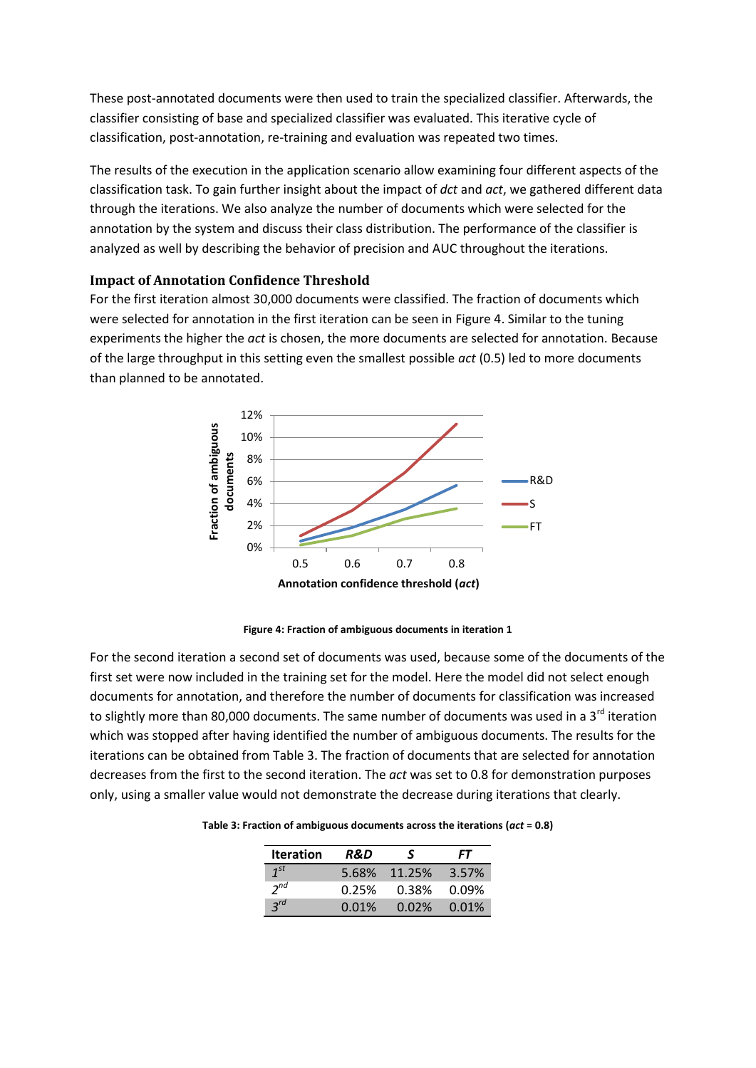These post-annotated documents were then used to train the specialized classifier. Afterwards, the classifier consisting of base and specialized classifier was evaluated. This iterative cycle of classification, post-annotation, re-training and evaluation was repeated two times.

The results of the execution in the application scenario allow examining four different aspects of the classification task. To gain further insight about the impact of *dct* and *act*, we gathered different data through the iterations. We also analyze the number of documents which were selected for the annotation by the system and discuss their class distribution. The performance of the classifier is analyzed as well by describing the behavior of precision and AUC throughout the iterations.

### Impact of Annotation Confidence Threshold

For the first iteration almost 30,000 documents were classified. The fraction of documents which were selected for annotation in the first iteration can be seen in Figure 4. Similar to the tuning experiments the higher the *act* is chosen, the more documents are selected for annotation. Because of the large throughput in this setting even the smallest possible *act* (0.5) led to more documents than planned to be annotated.

**Figure 4: Fraction of ambiguous documents in iteration 1**

For the second iteration a second set of documents was used, because some of the documents of the first set were now included in the training set for the model. Here the model did not select enough documents for annotation, and therefore the number of documents for classification was increased to slightly more than 80,000 documents. The same number of documents was used in a 3rd iteration which was stopped after having identified the number of ambiguous documents. The results for the iterations can be obtained from Table 3. The fraction of documents that are selected for annotation decreases from the first to the second iteration. The *act* was set to 0.8 for demonstration purposes only, using a smaller value would not demonstrate the decrease during iterations that clearly.

**Table 3: Fraction of ambiguous documents across the iterations (*act* = 0.8)**

| Iteration | *R&D* | *S* | *FT* |
|---|---|---|---|
| *1st* | 5.68% | 11.25% | 3.57% |
| *2nd* | 0.25% | 0.38% | 0.09% |
| *3rd* | 0.01% | 0.02% | 0.01% |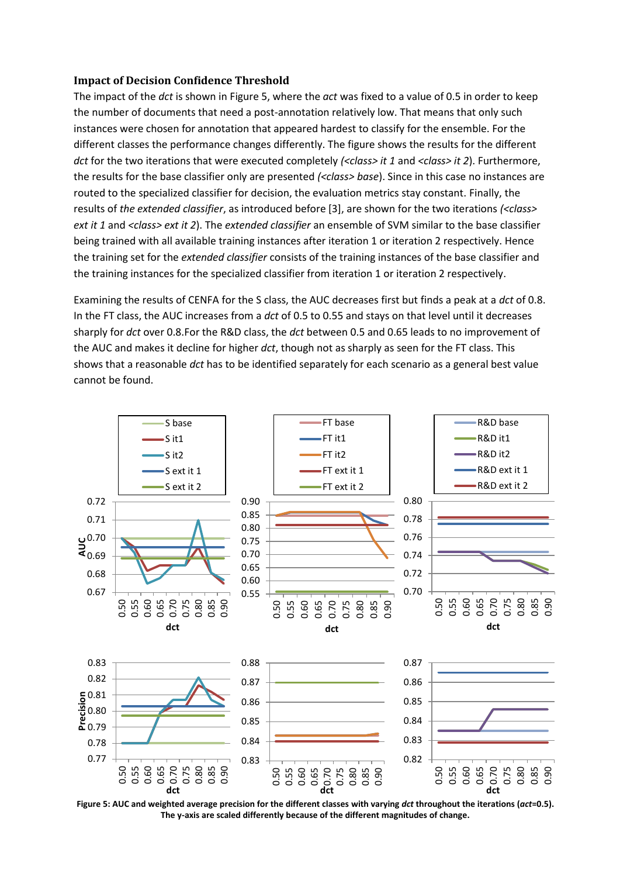### Impact of Decision Confidence Threshold

The impact of the *dct* is shown in Figure 5, where the *act* was fixed to a value of 0.5 in order to keep the number of documents that need a post-annotation relatively low. That means that only such instances were chosen for annotation that appeared hardest to classify for the ensemble. For the different classes the performance changes differently. The figure shows the results for the different *dct* for the two iterations that were executed completely *(<class> it 1* and *<class> it 2)*. Furthermore, the results for the base classifier only are presented *(<class> base)*. Since in this case no instances are routed to the specialized classifier for decision, the evaluation metrics stay constant. Finally, the results of *the extended classifier*, as introduced before [3], are shown for the two iterations *(<class> ext it 1* and *<class> ext it 2)*. The *extended classifier* an ensemble of SVM similar to the base classifier being trained with all available training instances after iteration 1 or iteration 2 respectively. Hence the training set for the *extended classifier* consists of the training instances of the base classifier and the training instances for the specialized classifier from iteration 1 or iteration 2 respectively.

Examining the results of CENFA for the S class, the AUC decreases first but finds a peak at a *dct* of 0.8. In the FT class, the AUC increases from a *dct* of 0.5 to 0.55 and stays on that level until it decreases sharply for *dct* over 0.8.For the R&D class, the *dct* between 0.5 and 0.65 leads to no improvement of the AUC and makes it decline for higher *dct*, though not as sharply as seen for the FT class. This shows that a reasonable *dct* has to be identified separately for each scenario as a general best value cannot be found.

**Figure 5: AUC and weighted average precision for the different classes with varying *dct* throughout the iterations (*act*=0.5). The y-axis are scaled differently because of the different magnitudes of change.**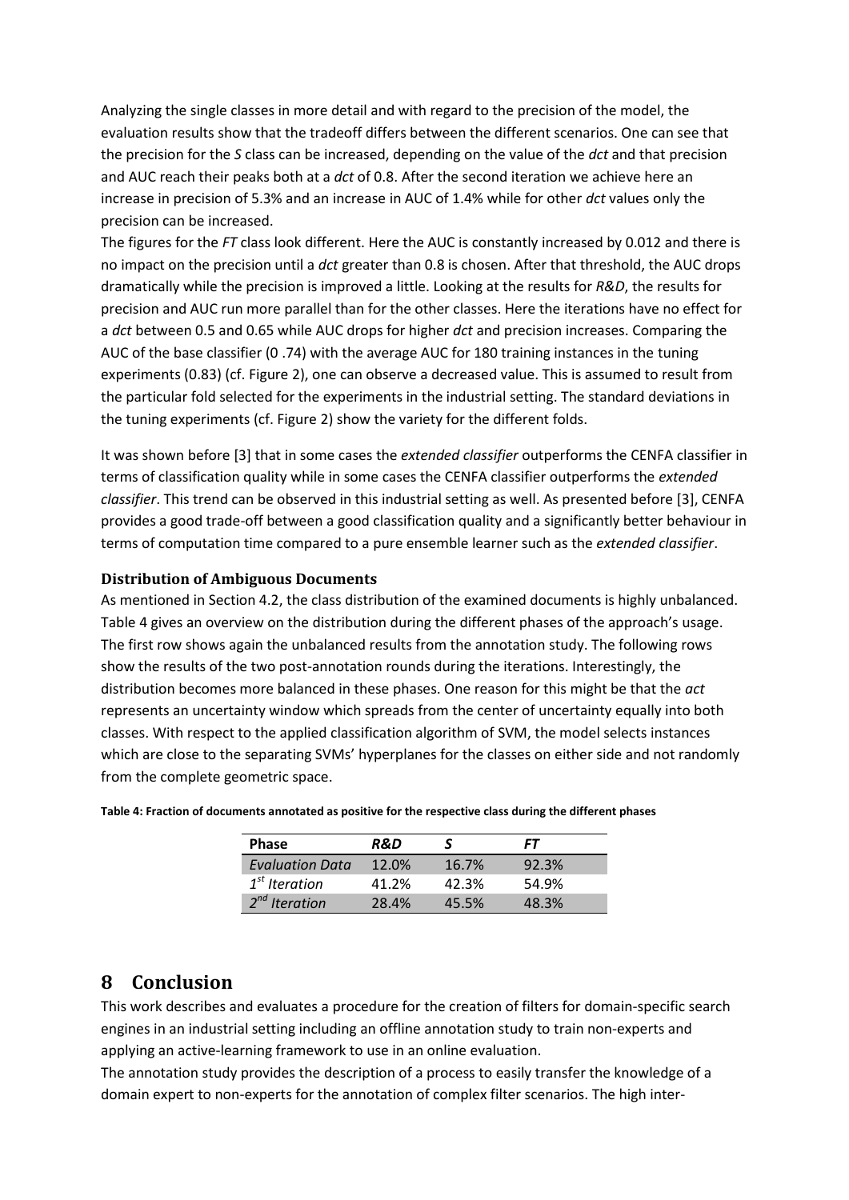Analyzing the single classes in more detail and with regard to the precision of the model, the evaluation results show that the tradeoff differs between the different scenarios. One can see that the precision for the *S* class can be increased, depending on the value of the *dct* and that precision and AUC reach their peaks both at a *dct* of 0.8. After the second iteration we achieve here an increase in precision of 5.3% and an increase in AUC of 1.4% while for other *dct* values only the precision can be increased.

The figures for the *FT* class look different. Here the AUC is constantly increased by 0.012 and there is no impact on the precision until a *dct* greater than 0.8 is chosen. After that threshold, the AUC drops dramatically while the precision is improved a little. Looking at the results for *R&D*, the results for precision and AUC run more parallel than for the other classes. Here the iterations have no effect for a *dct* between 0.5 and 0.65 while AUC drops for higher *dct* and precision increases. Comparing the AUC of the base classifier (0 .74) with the average AUC for 180 training instances in the tuning experiments (0.83) (cf. Figure 2), one can observe a decreased value. This is assumed to result from the particular fold selected for the experiments in the industrial setting. The standard deviations in the tuning experiments (cf. Figure 2) show the variety for the different folds.

It was shown before [3] that in some cases the *extended classifier* outperforms the CENFA classifier in terms of classification quality while in some cases the CENFA classifier outperforms the *extended classifier*. This trend can be observed in this industrial setting as well. As presented before [3], CENFA provides a good trade-off between a good classification quality and a significantly better behaviour in terms of computation time compared to a pure ensemble learner such as the *extended classifier*.

### Distribution of Ambiguous Documents

As mentioned in Section 4.2, the class distribution of the examined documents is highly unbalanced. Table 4 gives an overview on the distribution during the different phases of the approach's usage. The first row shows again the unbalanced results from the annotation study. The following rows show the results of the two post-annotation rounds during the iterations. Interestingly, the distribution becomes more balanced in these phases. One reason for this might be that the *act* represents an uncertainty window which spreads from the center of uncertainty equally into both classes. With respect to the applied classification algorithm of SVM, the model selects instances which are close to the separating SVMs' hyperplanes for the classes on either side and not randomly from the complete geometric space.

**Table 4: Fraction of documents annotated as positive for the respective class during the different phases**

| Phase | *R&D* | *S* | *FT* |
|---|---|---|---|
| *Evaluation Data* | 12.0% | 16.7% | 92.3% |
| *1st Iteration* | 41.2% | 42.3% | 54.9% |
| *2nd Iteration* | 28.4% | 45.5% | 48.3% |

## 8 Conclusion

This work describes and evaluates a procedure for the creation of filters for domain-specific search engines in an industrial setting including an offline annotation study to train non-experts and applying an active-learning framework to use in an online evaluation.

The annotation study provides the description of a process to easily transfer the knowledge of a domain expert to non-experts for the annotation of complex filter scenarios. The high inter-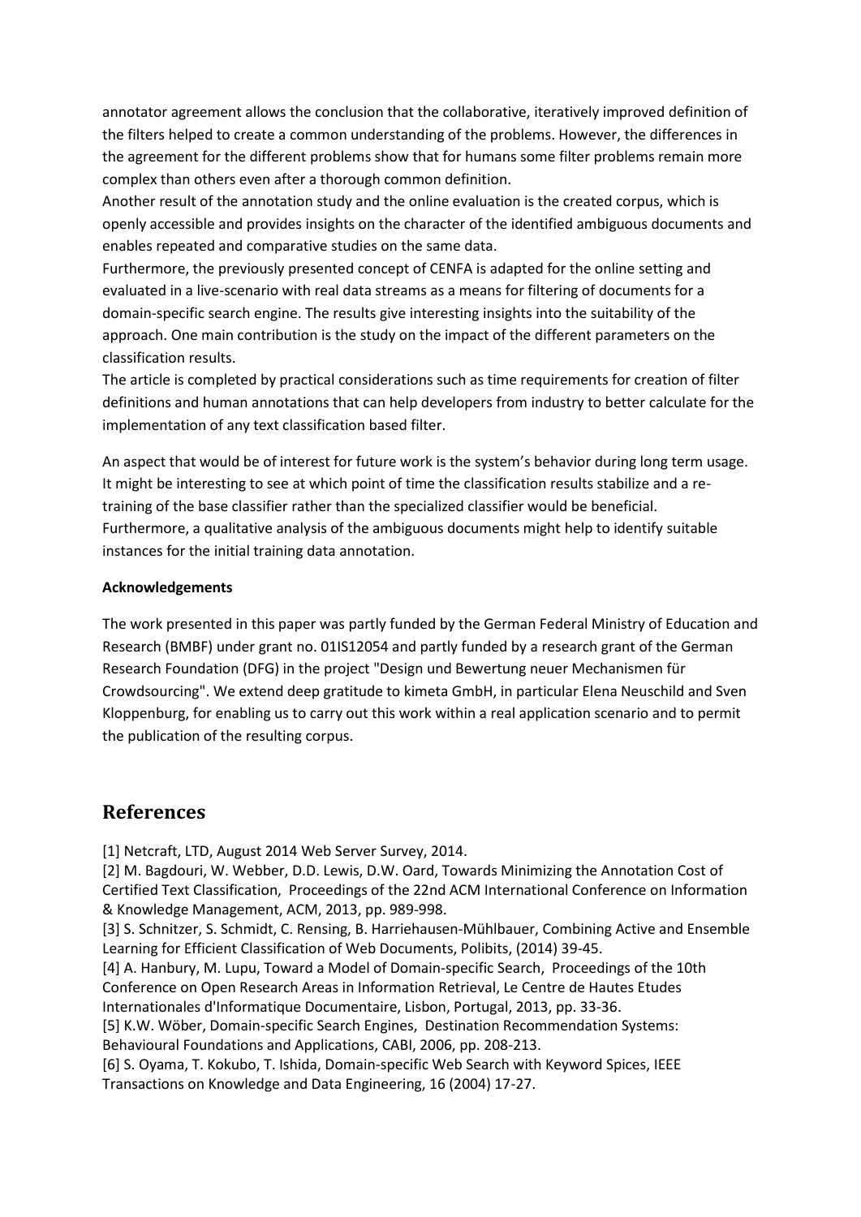annotator agreement allows the conclusion that the collaborative, iteratively improved definition of the filters helped to create a common understanding of the problems. However, the differences in the agreement for the different problems show that for humans some filter problems remain more complex than others even after a thorough common definition.

Another result of the annotation study and the online evaluation is the created corpus, which is openly accessible and provides insights on the character of the identified ambiguous documents and enables repeated and comparative studies on the same data.

Furthermore, the previously presented concept of CENFA is adapted for the online setting and evaluated in a live-scenario with real data streams as a means for filtering of documents for a domain-specific search engine. The results give interesting insights into the suitability of the approach. One main contribution is the study on the impact of the different parameters on the classification results.

The article is completed by practical considerations such as time requirements for creation of filter definitions and human annotations that can help developers from industry to better calculate for the implementation of any text classification based filter.

An aspect that would be of interest for future work is the system's behavior during long term usage. It might be interesting to see at which point of time the classification results stabilize and a re-training of the base classifier rather than the specialized classifier would be beneficial. Furthermore, a qualitative analysis of the ambiguous documents might help to identify suitable instances for the initial training data annotation.

**Acknowledgements**

The work presented in this paper was partly funded by the German Federal Ministry of Education and Research (BMBF) under grant no. 01IS12054 and partly funded by a research grant of the German Research Foundation (DFG) in the project "Design und Bewertung neuer Mechanismen für Crowdsourcing". We extend deep gratitude to kimeta GmbH, in particular Elena Neuschild and Sven Kloppenburg, for enabling us to carry out this work within a real application scenario and to permit the publication of the resulting corpus.

## References

[1] Netcraft, LTD, August 2014 Web Server Survey, 2014.

[2] M. Bagdouri, W. Webber, D.D. Lewis, D.W. Oard, Towards Minimizing the Annotation Cost of Certified Text Classification, Proceedings of the 22nd ACM International Conference on Information & Knowledge Management, ACM, 2013, pp. 989-998.

[3] S. Schnitzer, S. Schmidt, C. Rensing, B. Harriehausen-Mühlbauer, Combining Active and Ensemble Learning for Efficient Classification of Web Documents, Polibits, (2014) 39-45.

[4] A. Hanbury, M. Lupu, Toward a Model of Domain-specific Search, Proceedings of the 10th Conference on Open Research Areas in Information Retrieval, Le Centre de Hautes Etudes Internationales d'Informatique Documentaire, Lisbon, Portugal, 2013, pp. 33-36.

[5] K.W. Wöber, Domain-specific Search Engines, Destination Recommendation Systems: Behavioural Foundations and Applications, CABI, 2006, pp. 208-213.

[6] S. Oyama, T. Kokubo, T. Ishida, Domain-specific Web Search with Keyword Spices, IEEE Transactions on Knowledge and Data Engineering, 16 (2004) 17-27.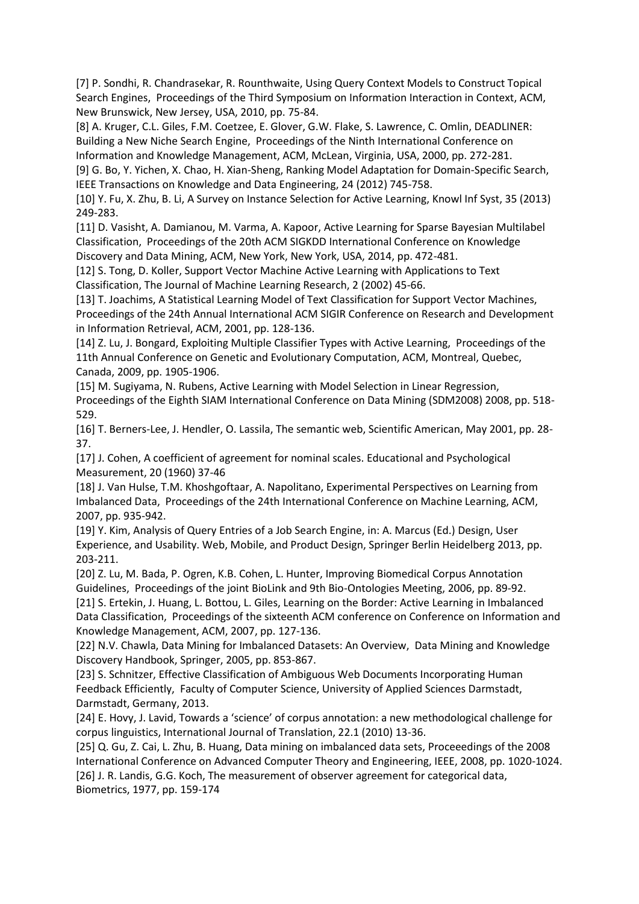[7] P. Sondhi, R. Chandrasekar, R. Rounthwaite, Using Query Context Models to Construct Topical Search Engines, Proceedings of the Third Symposium on Information Interaction in Context, ACM, New Brunswick, New Jersey, USA, 2010, pp. 75-84.

[8] A. Kruger, C.L. Giles, F.M. Coetzee, E. Glover, G.W. Flake, S. Lawrence, C. Omlin, DEADLINER: Building a New Niche Search Engine, Proceedings of the Ninth International Conference on Information and Knowledge Management, ACM, McLean, Virginia, USA, 2000, pp. 272-281.

[9] G. Bo, Y. Yichen, X. Chao, H. Xian-Sheng, Ranking Model Adaptation for Domain-Specific Search, IEEE Transactions on Knowledge and Data Engineering, 24 (2012) 745-758.

[10] Y. Fu, X. Zhu, B. Li, A Survey on Instance Selection for Active Learning, Knowl Inf Syst, 35 (2013) 249-283.

[11] D. Vasisht, A. Damianou, M. Varma, A. Kapoor, Active Learning for Sparse Bayesian Multilabel Classification, Proceedings of the 20th ACM SIGKDD International Conference on Knowledge Discovery and Data Mining, ACM, New York, New York, USA, 2014, pp. 472-481.

[12] S. Tong, D. Koller, Support Vector Machine Active Learning with Applications to Text Classification, The Journal of Machine Learning Research, 2 (2002) 45-66.

[13] T. Joachims, A Statistical Learning Model of Text Classification for Support Vector Machines, Proceedings of the 24th Annual International ACM SIGIR Conference on Research and Development in Information Retrieval, ACM, 2001, pp. 128-136.

[14] Z. Lu, J. Bongard, Exploiting Multiple Classifier Types with Active Learning, Proceedings of the 11th Annual Conference on Genetic and Evolutionary Computation, ACM, Montreal, Quebec, Canada, 2009, pp. 1905-1906.

[15] M. Sugiyama, N. Rubens, Active Learning with Model Selection in Linear Regression, Proceedings of the Eighth SIAM International Conference on Data Mining (SDM2008) 2008, pp. 518-529.

[16] T. Berners-Lee, J. Hendler, O. Lassila, The semantic web, Scientific American, May 2001, pp. 28-37.

[17] J. Cohen, A coefficient of agreement for nominal scales. Educational and Psychological Measurement, 20 (1960) 37-46

[18] J. Van Hulse, T.M. Khoshgoftaar, A. Napolitano, Experimental Perspectives on Learning from Imbalanced Data, Proceedings of the 24th International Conference on Machine Learning, ACM, 2007, pp. 935-942.

[19] Y. Kim, Analysis of Query Entries of a Job Search Engine, in: A. Marcus (Ed.) Design, User Experience, and Usability. Web, Mobile, and Product Design, Springer Berlin Heidelberg 2013, pp. 203-211.

[20] Z. Lu, M. Bada, P. Ogren, K.B. Cohen, L. Hunter, Improving Biomedical Corpus Annotation Guidelines, Proceedings of the joint BioLink and 9th Bio-Ontologies Meeting, 2006, pp. 89-92.

[21] S. Ertekin, J. Huang, L. Bottou, L. Giles, Learning on the Border: Active Learning in Imbalanced Data Classification, Proceedings of the sixteenth ACM conference on Conference on Information and Knowledge Management, ACM, 2007, pp. 127-136.

[22] N.V. Chawla, Data Mining for Imbalanced Datasets: An Overview, Data Mining and Knowledge Discovery Handbook, Springer, 2005, pp. 853-867.

[23] S. Schnitzer, Effective Classification of Ambiguous Web Documents Incorporating Human Feedback Efficiently, Faculty of Computer Science, University of Applied Sciences Darmstadt, Darmstadt, Germany, 2013.

[24] E. Hovy, J. Lavid, Towards a 'science' of corpus annotation: a new methodological challenge for corpus linguistics, International Journal of Translation, 22.1 (2010) 13-36.

[25] Q. Gu, Z. Cai, L. Zhu, B. Huang, Data mining on imbalanced data sets, Proceeedings of the 2008 International Conference on Advanced Computer Theory and Engineering, IEEE, 2008, pp. 1020-1024.

[26] J. R. Landis, G.G. Koch, The measurement of observer agreement for categorical data, Biometrics, 1977, pp. 159-174